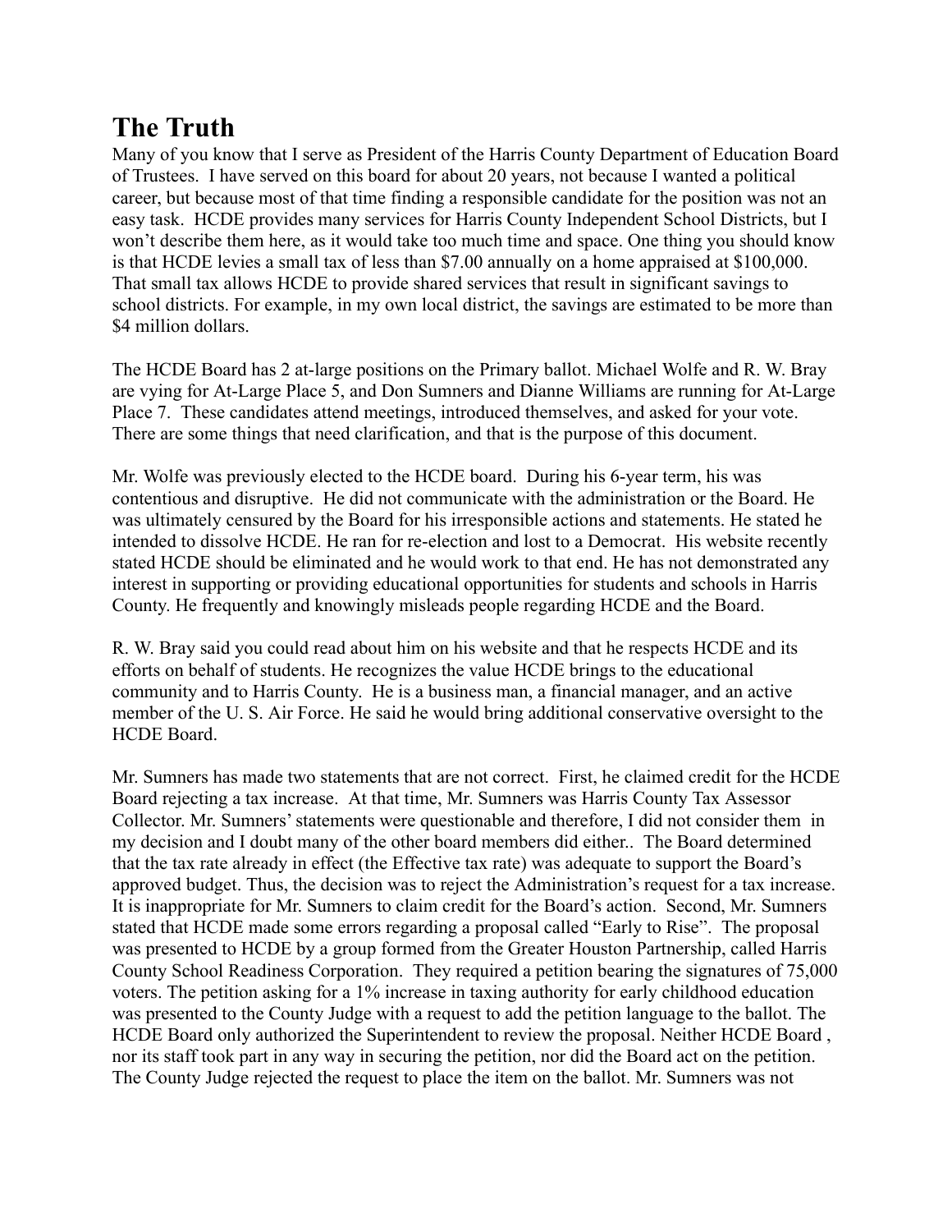# The Truth

Many of you know that I serve as President of the Harris County Department of Education Board of Trustees. I have served on this board for about 20 years, not because I wanted a political career, but because most of that time finding a responsible candidate for the position was not an easy task. HCDE provides many services for Harris County Independent School Districts, but I won't describe them here, as it would take too much time and space. One thing you should know is that HCDE levies a small tax of less than $7.00 annually on a home appraised at $100,000. That small tax allows HCDE to provide shared services that result in significant savings to school districts. For example, in my own local district, the savings are estimated to be more than $4 million dollars.

The HCDE Board has 2 at-large positions on the Primary ballot. Michael Wolfe and R. W. Bray are vying for At-Large Place 5, and Don Sumners and Dianne Williams are running for At-Large Place 7. These candidates attend meetings, introduced themselves, and asked for your vote. There are some things that need clarification, and that is the purpose of this document.

Mr. Wolfe was previously elected to the HCDE board. During his 6-year term, his was contentious and disruptive. He did not communicate with the administration or the Board. He was ultimately censured by the Board for his irresponsible actions and statements. He stated he intended to dissolve HCDE. He ran for re-election and lost to a Democrat. His website recently stated HCDE should be eliminated and he would work to that end. He has not demonstrated any interest in supporting or providing educational opportunities for students and schools in Harris County. He frequently and knowingly misleads people regarding HCDE and the Board.

R. W. Bray said you could read about him on his website and that he respects HCDE and its efforts on behalf of students. He recognizes the value HCDE brings to the educational community and to Harris County. He is a business man, a financial manager, and an active member of the U. S. Air Force. He said he would bring additional conservative oversight to the HCDE Board.

Mr. Sumners has made two statements that are not correct. First, he claimed credit for the HCDE Board rejecting a tax increase. At that time, Mr. Sumners was Harris County Tax Assessor Collector. Mr. Sumners' statements were questionable and therefore, I did not consider them in my decision and I doubt many of the other board members did either.. The Board determined that the tax rate already in effect (the Effective tax rate) was adequate to support the Board's approved budget. Thus, the decision was to reject the Administration's request for a tax increase. It is inappropriate for Mr. Sumners to claim credit for the Board's action. Second, Mr. Sumners stated that HCDE made some errors regarding a proposal called "Early to Rise". The proposal was presented to HCDE by a group formed from the Greater Houston Partnership, called Harris County School Readiness Corporation. They required a petition bearing the signatures of 75,000 voters. The petition asking for a 1% increase in taxing authority for early childhood education was presented to the County Judge with a request to add the petition language to the ballot. The HCDE Board only authorized the Superintendent to review the proposal. Neither HCDE Board , nor its staff took part in any way in securing the petition, nor did the Board act on the petition. The County Judge rejected the request to place the item on the ballot. Mr. Sumners was not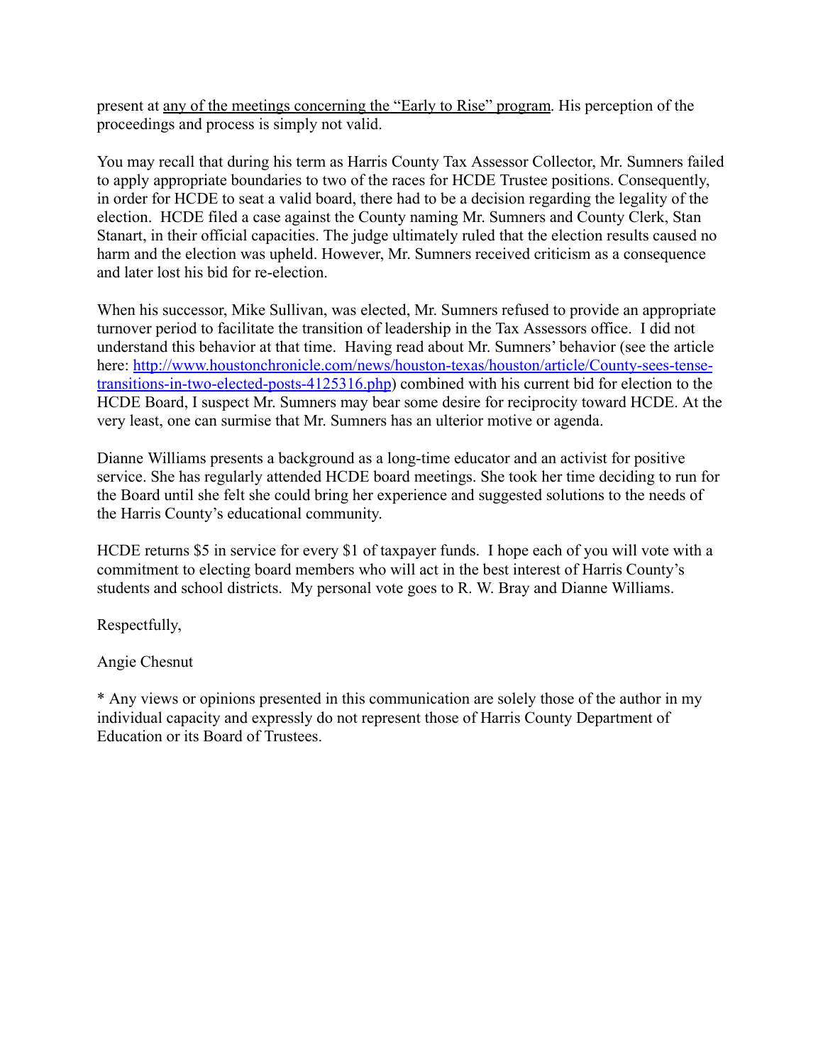present at any of the meetings concerning the "Early to Rise" program. His perception of the proceedings and process is simply not valid.

You may recall that during his term as Harris County Tax Assessor Collector, Mr. Sumners failed to apply appropriate boundaries to two of the races for HCDE Trustee positions. Consequently, in order for HCDE to seat a valid board, there had to be a decision regarding the legality of the election. HCDE filed a case against the County naming Mr. Sumners and County Clerk, Stan Stanart, in their official capacities. The judge ultimately ruled that the election results caused no harm and the election was upheld. However, Mr. Sumners received criticism as a consequence and later lost his bid for re-election.

When his successor, Mike Sullivan, was elected, Mr. Sumners refused to provide an appropriate turnover period to facilitate the transition of leadership in the Tax Assessors office. I did not understand this behavior at that time. Having read about Mr. Sumners' behavior (see the article here: [http://www.houstonchronicle.com/news/houston-texas/houston/article/County-sees-tense-transitions-in-two-elected-posts-4125316.php](http://www.houstonchronicle.com/news/houston-texas/houston/article/County-sees-tense-transitions-in-two-elected-posts-4125316.php)) combined with his current bid for election to the HCDE Board, I suspect Mr. Sumners may bear some desire for reciprocity toward HCDE. At the very least, one can surmise that Mr. Sumners has an ulterior motive or agenda.

Dianne Williams presents a background as a long-time educator and an activist for positive service. She has regularly attended HCDE board meetings. She took her time deciding to run for the Board until she felt she could bring her experience and suggested solutions to the needs of the Harris County's educational community.

HCDE returns $5 in service for every $1 of taxpayer funds. I hope each of you will vote with a commitment to electing board members who will act in the best interest of Harris County's students and school districts. My personal vote goes to R. W. Bray and Dianne Williams.

Respectfully,

Angie Chesnut

* Any views or opinions presented in this communication are solely those of the author in my individual capacity and expressly do not represent those of Harris County Department of Education or its Board of Trustees.